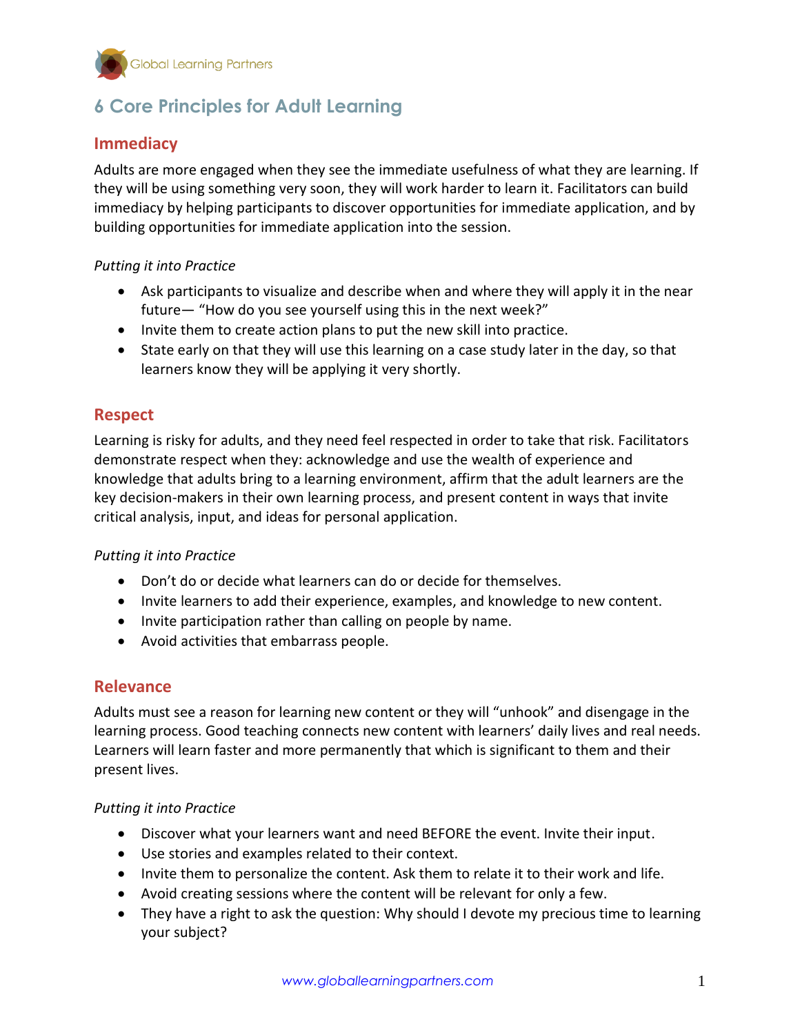Global Learning Partners

# 6 Core Principles for Adult Learning

## Immediacy

Adults are more engaged when they see the immediate usefulness of what they are learning. If they will be using something very soon, they will work harder to learn it. Facilitators can build immediacy by helping participants to discover opportunities for immediate application, and by building opportunities for immediate application into the session.

*Putting it into Practice*

- Ask participants to visualize and describe when and where they will apply it in the near future— "How do you see yourself using this in the next week?"
- Invite them to create action plans to put the new skill into practice.
- State early on that they will use this learning on a case study later in the day, so that learners know they will be applying it very shortly.

## Respect

Learning is risky for adults, and they need feel respected in order to take that risk. Facilitators demonstrate respect when they: acknowledge and use the wealth of experience and knowledge that adults bring to a learning environment, affirm that the adult learners are the key decision-makers in their own learning process, and present content in ways that invite critical analysis, input, and ideas for personal application.

*Putting it into Practice*

- Don't do or decide what learners can do or decide for themselves.
- Invite learners to add their experience, examples, and knowledge to new content.
- Invite participation rather than calling on people by name.
- Avoid activities that embarrass people.

## Relevance

Adults must see a reason for learning new content or they will "unhook" and disengage in the learning process. Good teaching connects new content with learners' daily lives and real needs. Learners will learn faster and more permanently that which is significant to them and their present lives.

*Putting it into Practice*

- Discover what your learners want and need BEFORE the event. Invite their input.
- Use stories and examples related to their context.
- Invite them to personalize the content. Ask them to relate it to their work and life.
- Avoid creating sessions where the content will be relevant for only a few.
- They have a right to ask the question: Why should I devote my precious time to learning your subject?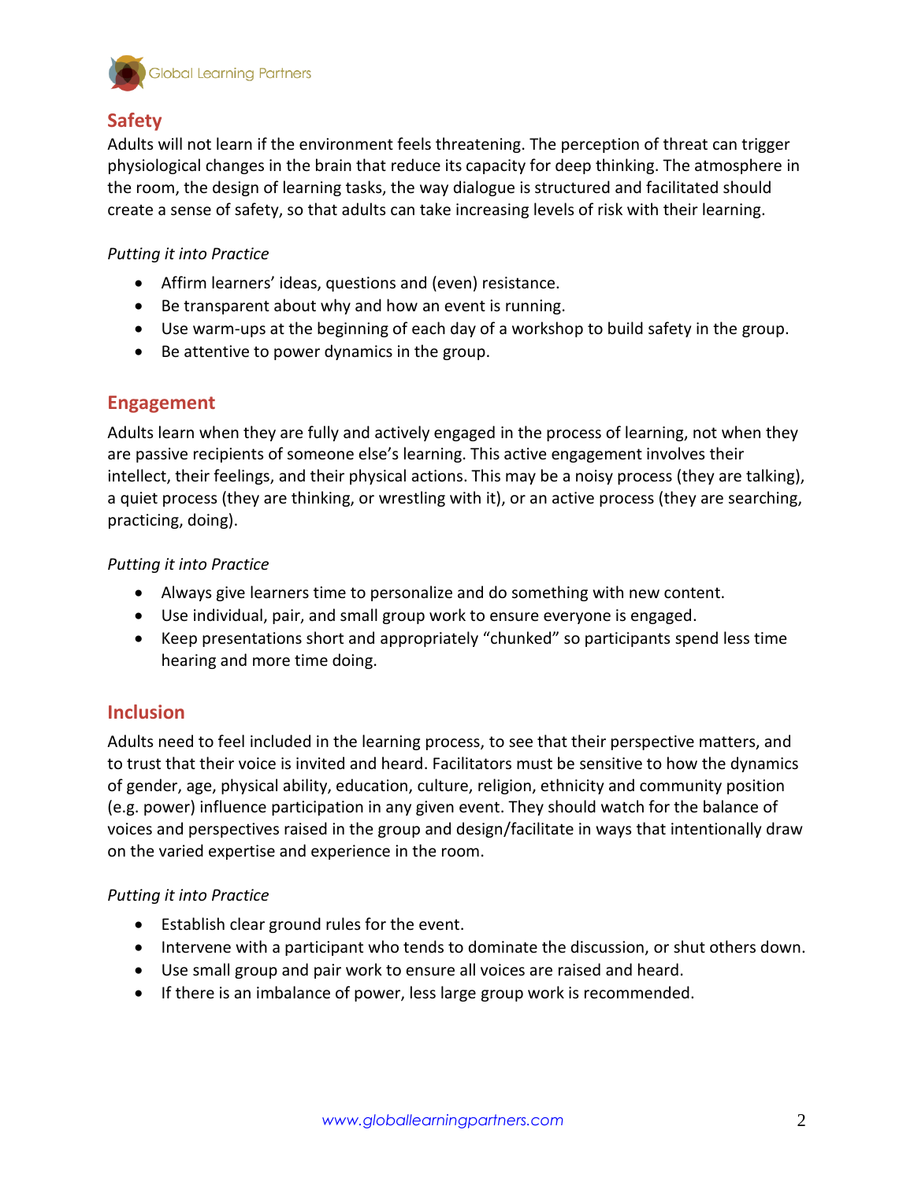## Safety

Adults will not learn if the environment feels threatening. The perception of threat can trigger physiological changes in the brain that reduce its capacity for deep thinking. The atmosphere in the room, the design of learning tasks, the way dialogue is structured and facilitated should create a sense of safety, so that adults can take increasing levels of risk with their learning.

*Putting it into Practice*

- Affirm learners' ideas, questions and (even) resistance.
- Be transparent about why and how an event is running.
- Use warm-ups at the beginning of each day of a workshop to build safety in the group.
- Be attentive to power dynamics in the group.

## Engagement

Adults learn when they are fully and actively engaged in the process of learning, not when they are passive recipients of someone else's learning. This active engagement involves their intellect, their feelings, and their physical actions. This may be a noisy process (they are talking), a quiet process (they are thinking, or wrestling with it), or an active process (they are searching, practicing, doing).

*Putting it into Practice*

- Always give learners time to personalize and do something with new content.
- Use individual, pair, and small group work to ensure everyone is engaged.
- Keep presentations short and appropriately "chunked" so participants spend less time hearing and more time doing.

## Inclusion

Adults need to feel included in the learning process, to see that their perspective matters, and to trust that their voice is invited and heard. Facilitators must be sensitive to how the dynamics of gender, age, physical ability, education, culture, religion, ethnicity and community position (e.g. power) influence participation in any given event. They should watch for the balance of voices and perspectives raised in the group and design/facilitate in ways that intentionally draw on the varied expertise and experience in the room.

*Putting it into Practice*

- Establish clear ground rules for the event.
- Intervene with a participant who tends to dominate the discussion, or shut others down.
- Use small group and pair work to ensure all voices are raised and heard.
- If there is an imbalance of power, less large group work is recommended.